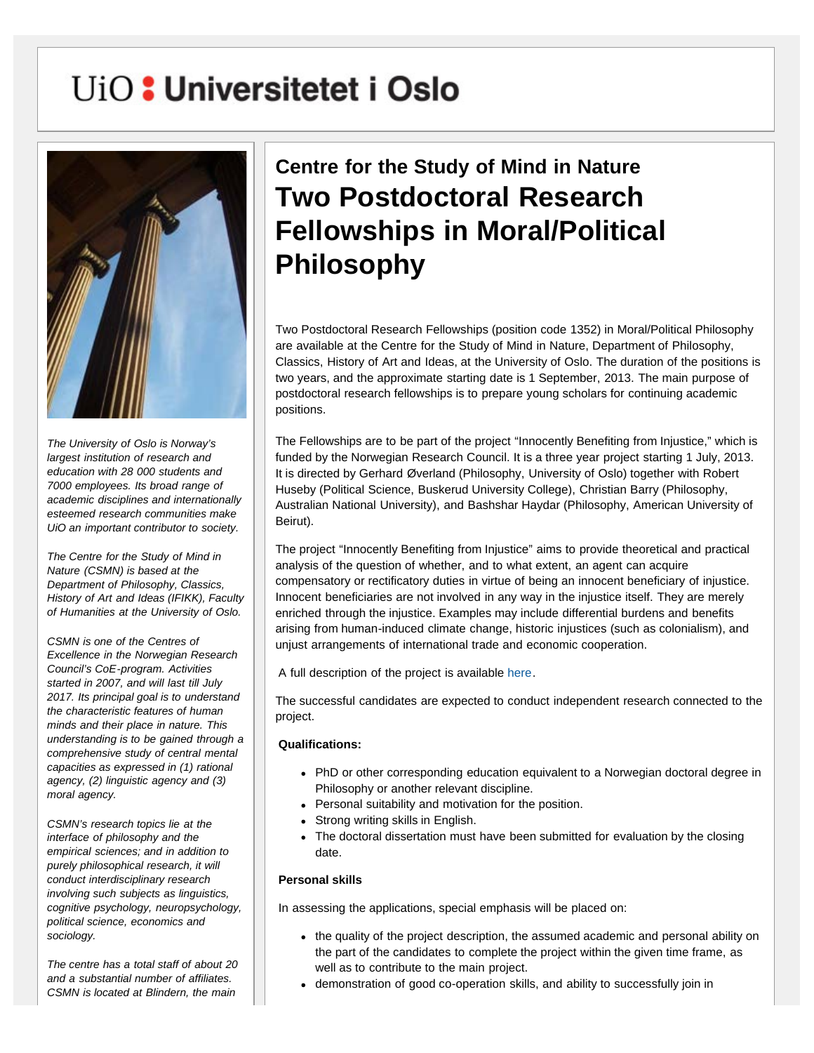UiO : Universitetet i Oslo

# Centre for the Study of Mind in Nature

# Two Postdoctoral Research Fellowships in Moral/Political Philosophy

Two Postdoctoral Research Fellowships (position code 1352) in Moral/Political Philosophy are available at the Centre for the Study of Mind in Nature, Department of Philosophy, Classics, History of Art and Ideas, at the University of Oslo. The duration of the positions is two years, and the approximate starting date is 1 September, 2013. The main purpose of postdoctoral research fellowships is to prepare young scholars for continuing academic positions.

The Fellowships are to be part of the project "Innocently Benefiting from Injustice," which is funded by the Norwegian Research Council. It is a three year project starting 1 July, 2013. It is directed by Gerhard Øverland (Philosophy, University of Oslo) together with Robert Huseby (Political Science, Buskerud University College), Christian Barry (Philosophy, Australian National University), and Bashshar Haydar (Philosophy, American University of Beirut).

The project "Innocently Benefiting from Injustice" aims to provide theoretical and practical analysis of the question of whether, and to what extent, an agent can acquire compensatory or rectificatory duties in virtue of being an innocent beneficiary of injustice. Innocent beneficiaries are not involved in any way in the injustice itself. They are merely enriched through the injustice. Examples may include differential burdens and benefits arising from human-induced climate change, historic injustices (such as colonialism), and unjust arrangements of international trade and economic cooperation.

A full description of the project is available here.

The successful candidates are expected to conduct independent research connected to the project.

**Qualifications:**

- PhD or other corresponding education equivalent to a Norwegian doctoral degree in Philosophy or another relevant discipline.
- Personal suitability and motivation for the position.
- Strong writing skills in English.
- The doctoral dissertation must have been submitted for evaluation by the closing date.

**Personal skills**

In assessing the applications, special emphasis will be placed on:

- the quality of the project description, the assumed academic and personal ability on the part of the candidates to complete the project within the given time frame, as well as to contribute to the main project.
- demonstration of good co-operation skills, and ability to successfully join in

*The University of Oslo is Norway's largest institution of research and education with 28 000 students and 7000 employees. Its broad range of academic disciplines and internationally esteemed research communities make UiO an important contributor to society.*

*The Centre for the Study of Mind in Nature (CSMN) is based at the Department of Philosophy, Classics, History of Art and Ideas (IFIKK), Faculty of Humanities at the University of Oslo.*

*CSMN is one of the Centres of Excellence in the Norwegian Research Council's CoE-program. Activities started in 2007, and will last till July 2017. Its principal goal is to understand the characteristic features of human minds and their place in nature. This understanding is to be gained through a comprehensive study of central mental capacities as expressed in (1) rational agency, (2) linguistic agency and (3) moral agency.*

*CSMN's research topics lie at the interface of philosophy and the empirical sciences; and in addition to purely philosophical research, it will conduct interdisciplinary research involving such subjects as linguistics, cognitive psychology, neuropsychology, political science, economics and sociology.*

*The centre has a total staff of about 20 and a substantial number of affiliates. CSMN is located at Blindern, the main*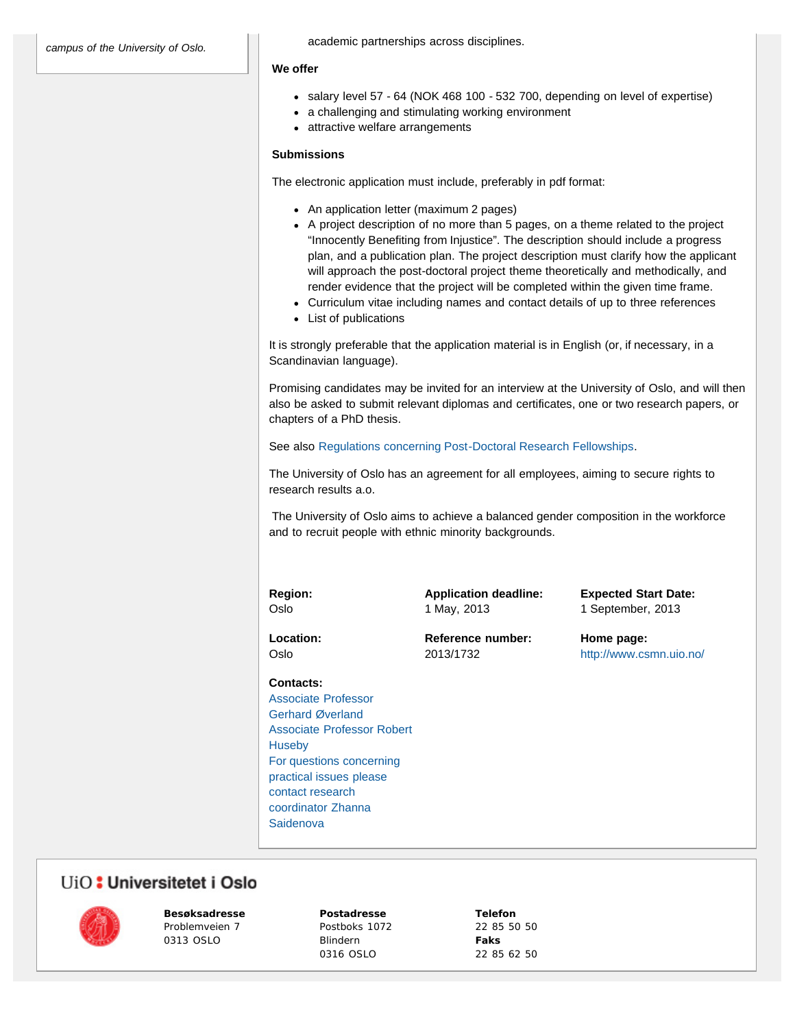*campus of the University of Oslo.*

academic partnerships across disciplines.

**We offer**

- salary level 57 - 64 (NOK 468 100 - 532 700, depending on level of expertise)
- a challenging and stimulating working environment
- attractive welfare arrangements

**Submissions**

The electronic application must include, preferably in pdf format:

- An application letter (maximum 2 pages)
- A project description of no more than 5 pages, on a theme related to the project "Innocently Benefiting from Injustice". The description should include a progress plan, and a publication plan. The project description must clarify how the applicant will approach the post-doctoral project theme theoretically and methodically, and render evidence that the project will be completed within the given time frame.
- Curriculum vitae including names and contact details of up to three references
- List of publications

It is strongly preferable that the application material is in English (or, if necessary, in a Scandinavian language).

Promising candidates may be invited for an interview at the University of Oslo, and will then also be asked to submit relevant diplomas and certificates, one or two research papers, or chapters of a PhD thesis.

See also Regulations concerning Post-Doctoral Research Fellowships.

The University of Oslo has an agreement for all employees, aiming to secure rights to research results a.o.

The University of Oslo aims to achieve a balanced gender composition in the workforce and to recruit people with ethnic minority backgrounds.

**Region:**
Oslo

**Application deadline:**
1 May, 2013

**Expected Start Date:**
1 September, 2013

**Location:**
Oslo

**Reference number:**
2013/1732

**Home page:**
http://www.csmn.uio.no/

**Contacts:**
Associate Professor Gerhard Øverland
Associate Professor Robert Huseby
For questions concerning practical issues please contact research coordinator Zhanna Saidenova

UiO : Universitetet i Oslo

**Besøksadresse**
Problemveien 7
0313 OSLO

**Postadresse**
Postboks 1072
Blindern
0316 OSLO

**Telefon**
22 85 50 50
**Faks**
22 85 62 50